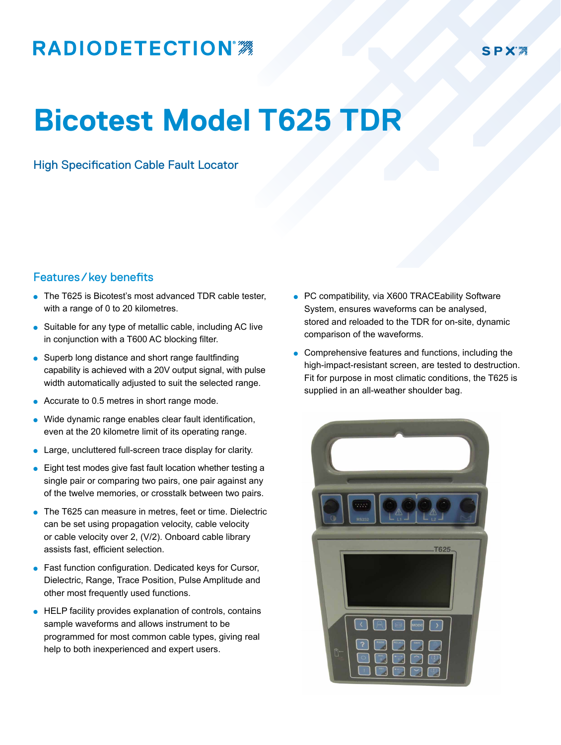RADIODETECTION

SPX

# Bicotest Model T625 TDR

### High Specification Cable Fault Locator

## Features / key benefits

- The T625 is Bicotest's most advanced TDR cable tester, with a range of 0 to 20 kilometres.
- Suitable for any type of metallic cable, including AC live in conjunction with a T600 AC blocking filter.
- Superb long distance and short range faultfinding capability is achieved with a 20V output signal, with pulse width automatically adjusted to suit the selected range.
- Accurate to 0.5 metres in short range mode.
- Wide dynamic range enables clear fault identification, even at the 20 kilometre limit of its operating range.
- Large, uncluttered full-screen trace display for clarity.
- Eight test modes give fast fault location whether testing a single pair or comparing two pairs, one pair against any of the twelve memories, or crosstalk between two pairs.
- The T625 can measure in metres, feet or time. Dielectric can be set using propagation velocity, cable velocity or cable velocity over 2, (V/2). Onboard cable library assists fast, efficient selection.
- Fast function configuration. Dedicated keys for Cursor, Dielectric, Range, Trace Position, Pulse Amplitude and other most frequently used functions.
- HELP facility provides explanation of controls, contains sample waveforms and allows instrument to be programmed for most common cable types, giving real help to both inexperienced and expert users.
- PC compatibility, via X600 TRACEability Software System, ensures waveforms can be analysed, stored and reloaded to the TDR for on-site, dynamic comparison of the waveforms.
- Comprehensive features and functions, including the high-impact-resistant screen, are tested to destruction. Fit for purpose in most climatic conditions, the T625 is supplied in an all-weather shoulder bag.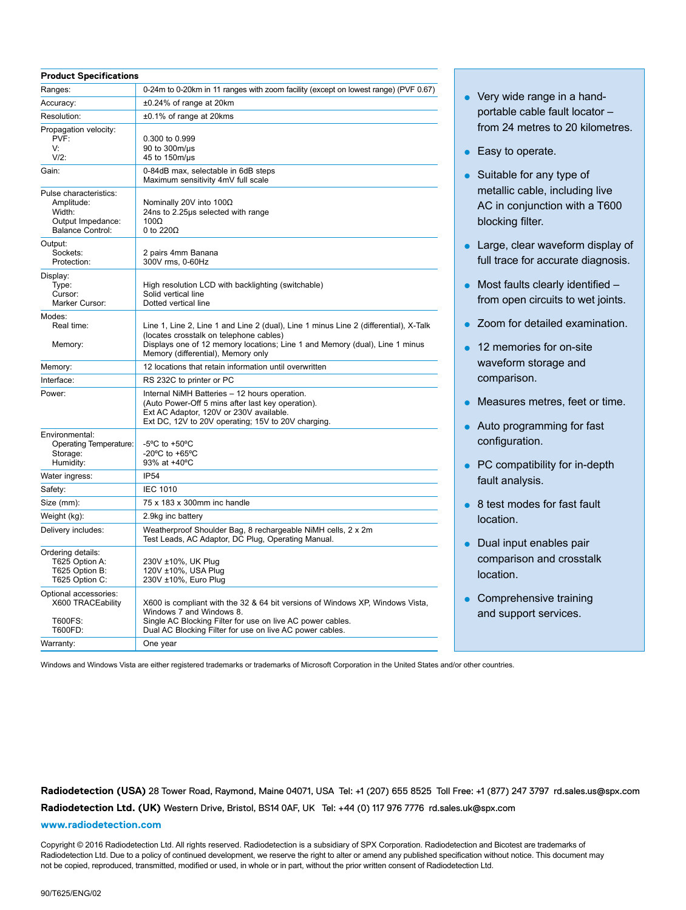## Product Specifications

| | |
|---|---|
| Ranges: | 0-24m to 0-20km in 11 ranges with zoom facility (except on lowest range) (PVF 0.67) |
| Accuracy: | ±0.24% of range at 20km |
| Resolution: | ±0.1% of range at 20kms |
| Propagation velocity:<br>PVF:<br>V:<br>V/2: | <br>0.300 to 0.999<br>90 to 300m/µs<br>45 to 150m/µs |
| Gain: | 0-84dB max, selectable in 6dB steps<br>Maximum sensitivity 4mV full scale |
| Pulse characteristics:<br>Amplitude:<br>Width:<br>Output Impedance:<br>Balance Control: | <br>Nominally 20V into 100Ω<br>24ns to 2.25µs selected with range<br>100Ω<br>0 to 220Ω |
| Output:<br>Sockets:<br>Protection: | <br>2 pairs 4mm Banana<br>300V rms, 0-60Hz |
| Display:<br>Type:<br>Cursor:<br>Marker Cursor: | <br>High resolution LCD with backlighting (switchable)<br>Solid vertical line<br>Dotted vertical line |
| Modes:<br>Real time:<br><br>Memory: | <br>Line 1, Line 2, Line 1 and Line 2 (dual), Line 1 minus Line 2 (differential), X-Talk (locates crosstalk on telephone cables)<br>Displays one of 12 memory locations; Line 1 and Memory (dual), Line 1 minus Memory (differential), Memory only |
| Memory: | 12 locations that retain information until overwritten |
| Interface: | RS 232C to printer or PC |
| Power: | Internal NiMH Batteries – 12 hours operation.<br>(Auto Power-Off 5 mins after last key operation).<br>Ext AC Adaptor, 120V or 230V available.<br>Ext DC, 12V to 20V operating; 15V to 20V charging. |
| Environmental:<br>Operating Temperature:<br>Storage:<br>Humidity: | <br>-5ºC to +50ºC<br>-20ºC to +65ºC<br>93% at +40ºC |
| Water ingress: | IP54 |
| Safety: | IEC 1010 |
| Size (mm): | 75 x 183 x 300mm inc handle |
| Weight (kg): | 2.9kg inc battery |
| Delivery includes: | Weatherproof Shoulder Bag, 8 rechargeable NiMH cells, 2 x 2m Test Leads, AC Adaptor, DC Plug, Operating Manual. |
| Ordering details:<br>T625 Option A:<br>T625 Option B:<br>T625 Option C: | <br>230V ±10%, UK Plug<br>120V ±10%, USA Plug<br>230V ±10%, Euro Plug |
| Optional accessories:<br>X600 TRACEability<br><br>T600FS:<br>T600FD: | <br>X600 is compliant with the 32 & 64 bit versions of Windows XP, Windows Vista, Windows 7 and Windows 8.<br>Single AC Blocking Filter for use on live AC power cables.<br>Dual AC Blocking Filter for use on live AC power cables. |
| Warranty: | One year |

- Very wide range in a hand-portable cable fault locator – from 24 metres to 20 kilometres.
- Easy to operate.
- Suitable for any type of metallic cable, including live AC in conjunction with a T600 blocking filter.
- Large, clear waveform display of full trace for accurate diagnosis.
- Most faults clearly identified – from open circuits to wet joints.
- Zoom for detailed examination.
- 12 memories for on-site waveform storage and comparison.
- Measures metres, feet or time.
- Auto programming for fast configuration.
- PC compatibility for in-depth fault analysis.
- 8 test modes for fast fault location.
- Dual input enables pair comparison and crosstalk location.
- Comprehensive training and support services.

Windows and Windows Vista are either registered trademarks or trademarks of Microsoft Corporation in the United States and/or other countries.

**Radiodetection (USA)** 28 Tower Road, Raymond, Maine 04071, USA Tel: +1 (207) 655 8525 Toll Free: +1 (877) 247 3797 rd.sales.us@spx.com

**Radiodetection Ltd. (UK)** Western Drive, Bristol, BS14 0AF, UK Tel: +44 (0) 117 976 7776 rd.sales.uk@spx.com

**www.radiodetection.com**

Copyright © 2016 Radiodetection Ltd. All rights reserved. Radiodetection is a subsidiary of SPX Corporation. Radiodetection and Bicotest are trademarks of Radiodetection Ltd. Due to a policy of continued development, we reserve the right to alter or amend any published specification without notice. This document may not be copied, reproduced, transmitted, modified or used, in whole or in part, without the prior written consent of Radiodetection Ltd.

90/T625/ENG/02